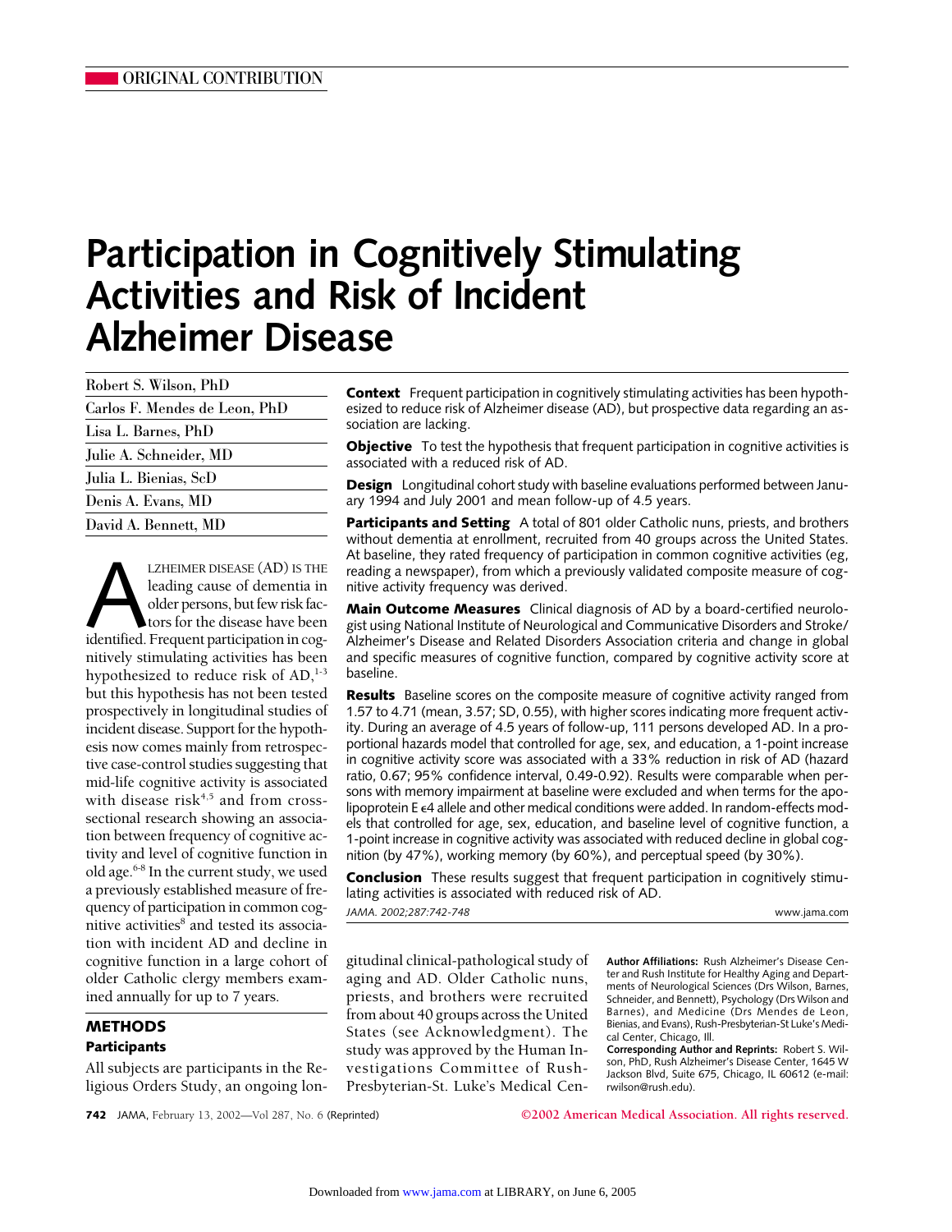ORIGINAL CONTRIBUTION

# Participation in Cognitively Stimulating Activities and Risk of Incident Alzheimer Disease

Robert S. Wilson, PhD
Carlos F. Mendes de Leon, PhD
Lisa L. Barnes, PhD
Julie A. Schneider, MD
Julia L. Bienias, ScD
Denis A. Evans, MD
David A. Bennett, MD

**Context** Frequent participation in cognitively stimulating activities has been hypothesized to reduce risk of Alzheimer disease (AD), but prospective data regarding an association are lacking.

**Objective** To test the hypothesis that frequent participation in cognitive activities is associated with a reduced risk of AD.

**Design** Longitudinal cohort study with baseline evaluations performed between January 1994 and July 2001 and mean follow-up of 4.5 years.

**Participants and Setting** A total of 801 older Catholic nuns, priests, and brothers without dementia at enrollment, recruited from 40 groups across the United States. At baseline, they rated frequency of participation in common cognitive activities (eg, reading a newspaper), from which a previously validated composite measure of cognitive activity frequency was derived.

**Main Outcome Measures** Clinical diagnosis of AD by a board-certified neurologist using National Institute of Neurological and Communicative Disorders and Stroke/Alzheimer's Disease and Related Disorders Association criteria and change in global and specific measures of cognitive function, compared by cognitive activity score at baseline.

**Results** Baseline scores on the composite measure of cognitive activity ranged from 1.57 to 4.71 (mean, 3.57; SD, 0.55), with higher scores indicating more frequent activity. During an average of 4.5 years of follow-up, 111 persons developed AD. In a proportional hazards model that controlled for age, sex, and education, a 1-point increase in cognitive activity score was associated with a 33% reduction in risk of AD (hazard ratio, 0.67; 95% confidence interval, 0.49-0.92). Results were comparable when persons with memory impairment at baseline were excluded and when terms for the apolipoprotein E $\epsilon 4$ allele and other medical conditions were added. In random-effects models that controlled for age, sex, education, and baseline level of cognitive function, a 1-point increase in cognitive activity was associated with reduced decline in global cognition (by 47%), working memory (by 60%), and perceptual speed (by 30%).

**Conclusion** These results suggest that frequent participation in cognitively stimulating activities is associated with reduced risk of AD.

*JAMA. 2002;287:742-748* www.jama.com

ALZHEIMER DISEASE (AD) IS THE leading cause of dementia in older persons, but few risk factors for the disease have been identified. Frequent participation in cognitively stimulating activities has been hypothesized to reduce risk of AD,[1-3] but this hypothesis has not been tested prospectively in longitudinal studies of incident disease. Support for the hypothesis now comes mainly from retrospective case-control studies suggesting that mid-life cognitive activity is associated with disease risk[4,5] and from cross-sectional research showing an association between frequency of cognitive activity and level of cognitive function in old age.[6-8] In the current study, we used a previously established measure of frequency of participation in common cognitive activities[8] and tested its association with incident AD and decline in cognitive function in a large cohort of older Catholic clergy members examined annually for up to 7 years.

## METHODS

### Participants

All subjects are participants in the Religious Orders Study, an ongoing longitudinal clinical-pathological study of aging and AD. Older Catholic nuns, priests, and brothers were recruited from about 40 groups across the United States (see Acknowledgment). The study was approved by the Human Investigations Committee of Rush-Presbyterian-St. Luke's Medical Cen-

**Author Affiliations:** Rush Alzheimer's Disease Center and Rush Institute for Healthy Aging and Departments of Neurological Sciences (Drs Wilson, Barnes, Schneider, and Bennett), Psychology (Drs Wilson and Barnes), and Medicine (Drs Mendes de Leon, Bienias, and Evans), Rush-Presbyterian-St Luke's Medical Center, Chicago, Ill.

**Corresponding Author and Reprints:** Robert S. Wilson, PhD, Rush Alzheimer's Disease Center, 1645 W Jackson Blvd, Suite 675, Chicago, IL 60612 (e-mail: rwilson@rush.edu).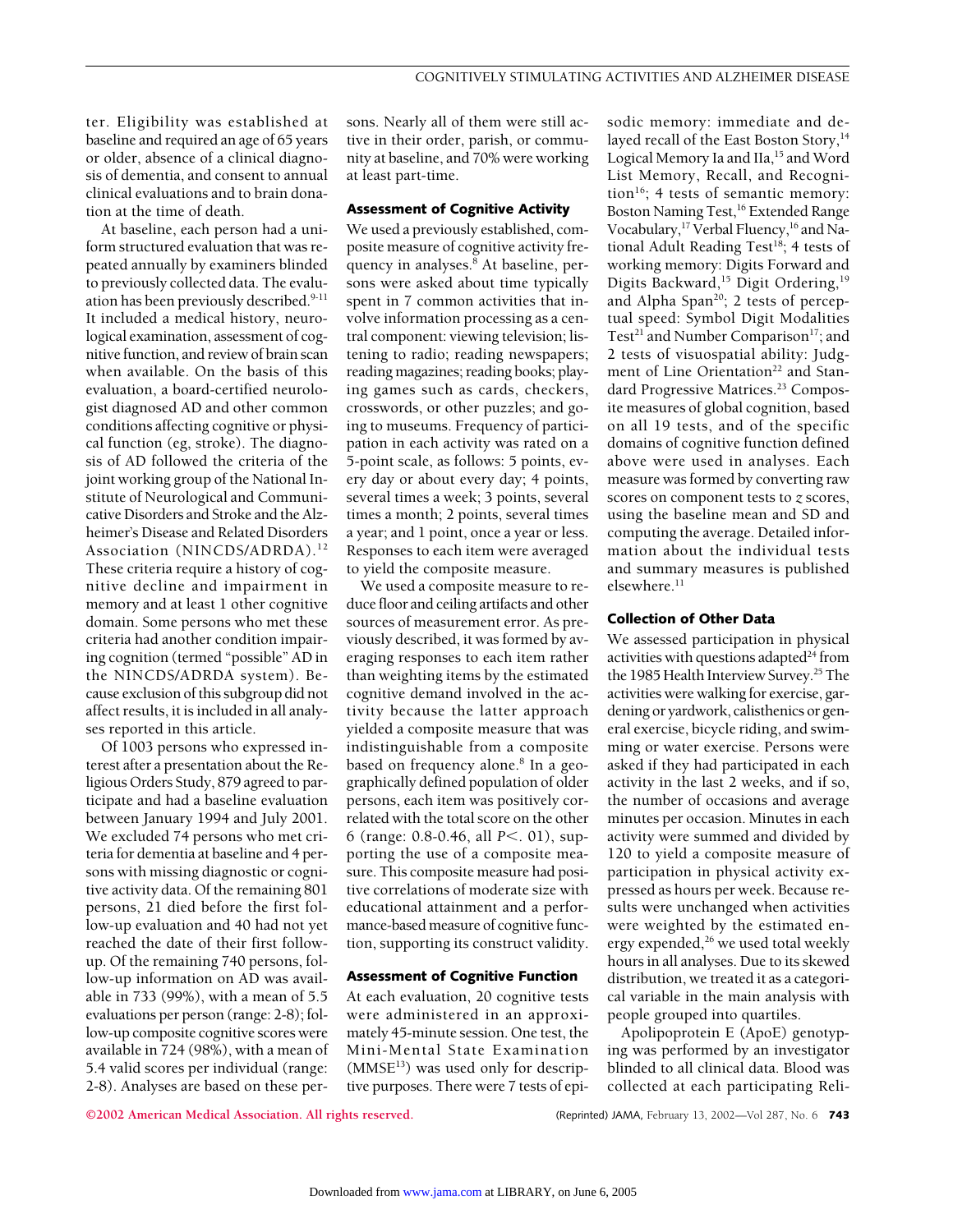ter. Eligibility was established at baseline and required an age of 65 years or older, absence of a clinical diagnosis of dementia, and consent to annual clinical evaluations and to brain donation at the time of death.

At baseline, each person had a uniform structured evaluation that was repeated annually by examiners blinded to previously collected data. The evaluation has been previously described.[9-11] It included a medical history, neurological examination, assessment of cognitive function, and review of brain scan when available. On the basis of this evaluation, a board-certified neurologist diagnosed AD and other common conditions affecting cognitive or physical function (eg, stroke). The diagnosis of AD followed the criteria of the joint working group of the National Institute of Neurological and Communicative Disorders and Stroke and the Alzheimer's Disease and Related Disorders Association (NINCDS/ADRDA).[12] These criteria require a history of cognitive decline and impairment in memory and at least 1 other cognitive domain. Some persons who met these criteria had another condition impairing cognition (termed "possible" AD in the NINCDS/ADRDA system). Because exclusion of this subgroup did not affect results, it is included in all analyses reported in this article.

Of 1003 persons who expressed interest after a presentation about the Religious Orders Study, 879 agreed to participate and had a baseline evaluation between January 1994 and July 2001. We excluded 74 persons who met criteria for dementia at baseline and 4 persons with missing diagnostic or cognitive activity data. Of the remaining 801 persons, 21 died before the first follow-up evaluation and 40 had not yet reached the date of their first follow-up. Of the remaining 740 persons, follow-up information on AD was available in 733 (99%), with a mean of 5.5 evaluations per person (range: 2-8); follow-up composite cognitive scores were available in 724 (98%), with a mean of 5.4 valid scores per individual (range: 2-8). Analyses are based on these persons. Nearly all of them were still active in their order, parish, or community at baseline, and 70% were working at least part-time.

### Assessment of Cognitive Activity

We used a previously established, composite measure of cognitive activity frequency in analyses.[8] At baseline, persons were asked about time typically spent in 7 common activities that involve information processing as a central component: viewing television; listening to radio; reading newspapers; reading magazines; reading books; playing games such as cards, checkers, crosswords, or other puzzles; and going to museums. Frequency of participation in each activity was rated on a 5-point scale, as follows: 5 points, every day or about every day; 4 points, several times a week; 3 points, several times a month; 2 points, several times a year; and 1 point, once a year or less. Responses to each item were averaged to yield the composite measure.

We used a composite measure to reduce floor and ceiling artifacts and other sources of measurement error. As previously described, it was formed by averaging responses to each item rather than weighting items by the estimated cognitive demand involved in the activity because the latter approach yielded a composite measure that was indistinguishable from a composite based on frequency alone.[8] In a geographically defined population of older persons, each item was positively correlated with the total score on the other 6 (range: 0.8-0.46, all $P < .01$), supporting the use of a composite measure. This composite measure had positive correlations of moderate size with educational attainment and a performance-based measure of cognitive function, supporting its construct validity.

### Assessment of Cognitive Function

At each evaluation, 20 cognitive tests were administered in an approximately 45-minute session. One test, the Mini-Mental State Examination (MMSE[13]) was used only for descriptive purposes. There were 7 tests of episodic memory: immediate and delayed recall of the East Boston Story,[14] Logical Memory Ia and IIa,[15] and Word List Memory, Recall, and Recognition[16]; 4 tests of semantic memory: Boston Naming Test,[16] Extended Range Vocabulary,[17] Verbal Fluency,[16] and National Adult Reading Test[18]; 4 tests of working memory: Digits Forward and Digits Backward,[15] Digit Ordering,[19] and Alpha Span[20]; 2 tests of perceptual speed: Symbol Digit Modalities Test[21] and Number Comparison[17]; and 2 tests of visuospatial ability: Judgment of Line Orientation[22] and Standard Progressive Matrices.[23] Composite measures of global cognition, based on all 19 tests, and of the specific domains of cognitive function defined above were used in analyses. Each measure was formed by converting raw scores on component tests to *z* scores, using the baseline mean and SD and computing the average. Detailed information about the individual tests and summary measures is published elsewhere.[11]

### Collection of Other Data

We assessed participation in physical activities with questions adapted[24] from the 1985 Health Interview Survey.[25] The activities were walking for exercise, gardening or yardwork, calisthenics or general exercise, bicycle riding, and swimming or water exercise. Persons were asked if they had participated in each activity in the last 2 weeks, and if so, the number of occasions and average minutes per occasion. Minutes in each activity were summed and divided by 120 to yield a composite measure of participation in physical activity expressed as hours per week. Because results were unchanged when activities were weighted by the estimated energy expended,[26] we used total weekly hours in all analyses. Due to its skewed distribution, we treated it as a categorical variable in the main analysis with people grouped into quartiles.

Apolipoprotein E (ApoE) genotyping was performed by an investigator blinded to all clinical data. Blood was collected at each participating Reli-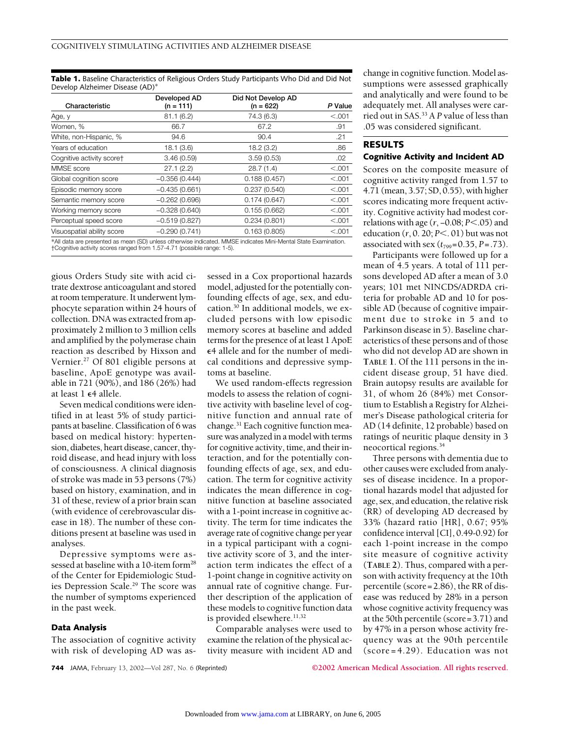**Table 1.** Baseline Characteristics of Religious Orders Study Participants Who Did and Did Not Develop Alzheimer Disease (AD)*

| Characteristic | Developed AD (n = 111) | Did Not Develop AD (n = 622) | *P* Value |
|---|---|---|---|
| Age, y | 81.1 (6.2) | 74.3 (6.3) | <.001 |
| Women, % | 66.7 | 67.2 | .91 |
| White, non-Hispanic, % | 94.6 | 90.4 | .21 |
| Years of education | 18.1 (3.6) | 18.2 (3.2) | .86 |
| Cognitive activity score† | 3.46 (0.59) | 3.59 (0.53) | .02 |
| MMSE score | 27.1 (2.2) | 28.7 (1.4) | <.001 |
| Global cognition score | −0.356 (0.444) | 0.188 (0.457) | <.001 |
| Episodic memory score | −0.435 (0.661) | 0.237 (0.540) | <.001 |
| Semantic memory score | −0.262 (0.696) | 0.174 (0.647) | <.001 |
| Working memory score | −0.328 (0.640) | 0.155 (0.662) | <.001 |
| Perceptual speed score | −0.519 (0.827) | 0.234 (0.801) | <.001 |
| Visuospatial ability score | −0.290 (0.741) | 0.163 (0.805) | <.001 |

*All data are presented as mean (SD) unless otherwise indicated. MMSE indicates Mini-Mental State Examination.
†Cognitive activity scores ranged from 1.57-4.71 (possible range: 1-5).

gious Orders Study site with acid citrate dextrose anticoagulant and stored at room temperature. It underwent lymphocyte separation within 24 hours of collection. DNA was extracted from approximately 2 million to 3 million cells and amplified by the polymerase chain reaction as described by Hixson and Vernier.[27] Of 801 eligible persons at baseline, ApoE genotype was available in 721 (90%), and 186 (26%) had at least 1 $\epsilon$4 allele.

Seven medical conditions were identified in at least 5% of study participants at baseline. Classification of 6 was based on medical history: hypertension, diabetes, heart disease, cancer, thyroid disease, and head injury with loss of consciousness. A clinical diagnosis of stroke was made in 53 persons (7%) based on history, examination, and in 31 of these, review of a prior brain scan (with evidence of cerebrovascular disease in 18). The number of these conditions present at baseline was used in analyses.

Depressive symptoms were assessed at baseline with a 10-item form[28] of the Center for Epidemiologic Studies Depression Scale.[29] The score was the number of symptoms experienced in the past week.

### Data Analysis

The association of cognitive activity with risk of developing AD was assessed in a Cox proportional hazards model, adjusted for the potentially confounding effects of age, sex, and education.[30] In additional models, we excluded persons with low episodic memory scores at baseline and added terms for the presence of at least 1 ApoE $\epsilon$4 allele and for the number of medical conditions and depressive symptoms at baseline.

We used random-effects regression models to assess the relation of cognitive activity with baseline level of cognitive function and annual rate of change.[31] Each cognitive function measure was analyzed in a model with terms for cognitive activity, time, and their interaction, and for the potentially confounding effects of age, sex, and education. The term for cognitive activity indicates the mean difference in cognitive function at baseline associated with a 1-point increase in cognitive activity. The term for time indicates the average rate of cognitive change per year in a typical participant with a cognitive activity score of 3, and the interaction term indicates the effect of a 1-point change in cognitive activity on annual rate of cognitive change. Further description of the application of these models to cognitive function data is provided elsewhere.[11,32]

Comparable analyses were used to examine the relation of the physical activity measure with incident AD and change in cognitive function. Model assumptions were assessed graphically and analytically and were found to be adequately met. All analyses were carried out in SAS.[33] A *P* value of less than .05 was considered significant.

## RESULTS

### Cognitive Activity and Incident AD

Scores on the composite measure of cognitive activity ranged from 1.57 to 4.71 (mean, 3.57; SD, 0.55), with higher scores indicating more frequent activity. Cognitive activity had modest correlations with age ($r$, −0.08; $P<.05$) and education ($r$, 0. 20; $P<.01$) but was not associated with sex ($t_{799}=0.35$, $P=.73$).

Participants were followed up for a mean of 4.5 years. A total of 111 persons developed AD after a mean of 3.0 years; 101 met NINCDS/ADRDA criteria for probable AD and 10 for possible AD (because of cognitive impairment due to stroke in 5 and to Parkinson disease in 5). Baseline characteristics of these persons and of those who did not develop AD are shown in **TABLE 1**. Of the 111 persons in the incident disease group, 51 have died. Brain autopsy results are available for 31, of whom 26 (84%) met Consortium to Establish a Registry for Alzheimer's Disease pathological criteria for AD (14 definite, 12 probable) based on ratings of neuritic plaque density in 3 neocortical regions.[34]

Three persons with dementia due to other causes were excluded from analyses of disease incidence. In a proportional hazards model that adjusted for age, sex, and education, the relative risk (RR) of developing AD decreased by 33% (hazard ratio [HR], 0.67; 95% confidence interval [CI], 0.49-0.92) for each 1-point increase in the composite measure of cognitive activity (**TABLE 2**). Thus, compared with a person with activity frequency at the 10th percentile (score = 2.86), the RR of disease was reduced by 28% in a person whose cognitive activity frequency was at the 50th percentile (score = 3.71) and by 47% in a person whose activity frequency was at the 90th percentile (score = 4.29). Education was not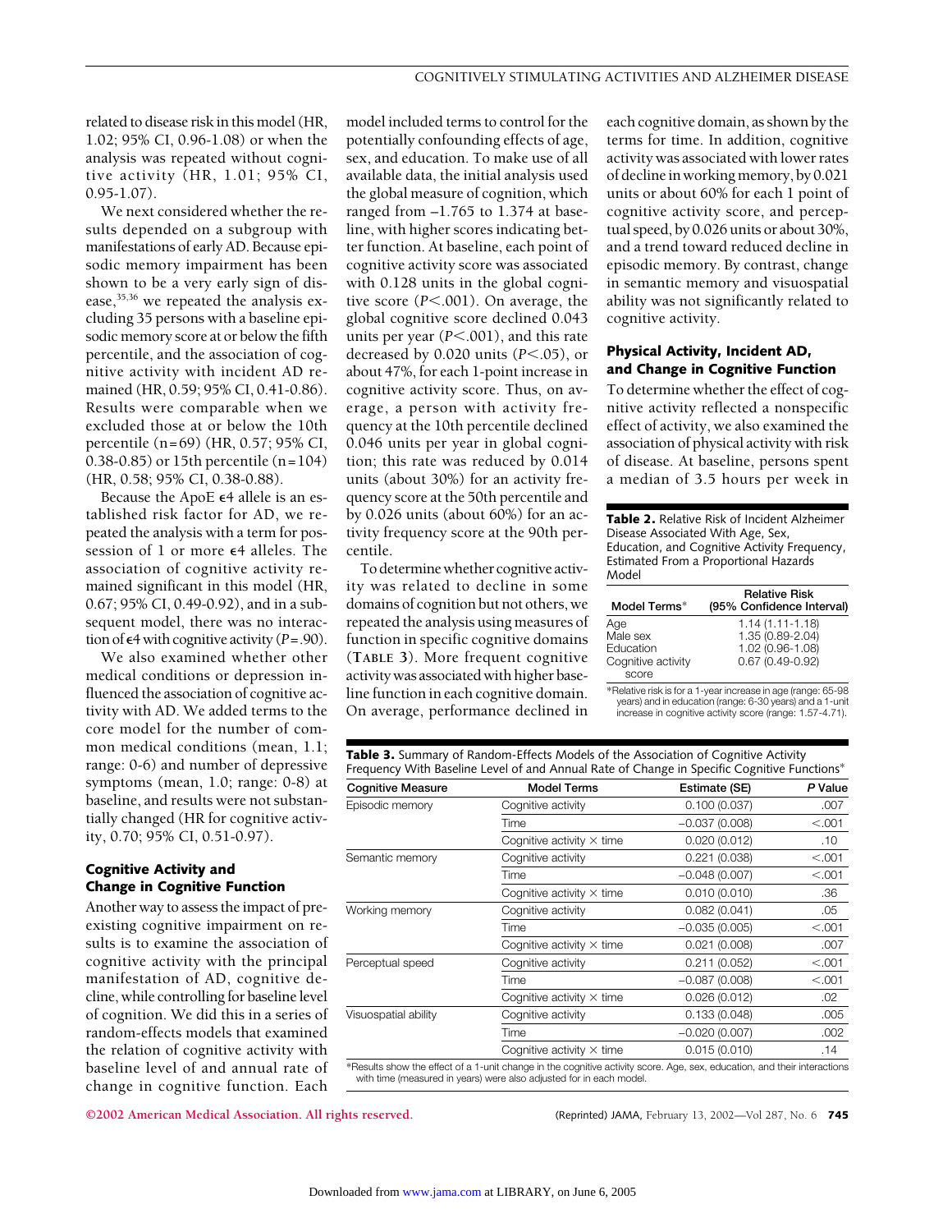related to disease risk in this model (HR, 1.02; 95% CI, 0.96-1.08) or when the analysis was repeated without cognitive activity (HR, 1.01; 95% CI, 0.95-1.07).

We next considered whether the results depended on a subgroup with manifestations of early AD. Because episodic memory impairment has been shown to be a very early sign of disease,[35,36] we repeated the analysis excluding 35 persons with a baseline episodic memory score at or below the fifth percentile, and the association of cognitive activity with incident AD remained (HR, 0.59; 95% CI, 0.41-0.86). Results were comparable when we excluded those at or below the 10th percentile (n=69) (HR, 0.57; 95% CI, 0.38-0.85) or 15th percentile (n=104) (HR, 0.58; 95% CI, 0.38-0.88).

Because the ApoE ϵ4 allele is an established risk factor for AD, we repeated the analysis with a term for possession of 1 or more ϵ4 alleles. The association of cognitive activity remained significant in this model (HR, 0.67; 95% CI, 0.49-0.92), and in a subsequent model, there was no interaction of ϵ4 with cognitive activity ($P$=.90).

We also examined whether other medical conditions or depression influenced the association of cognitive activity with AD. We added terms to the core model for the number of common medical conditions (mean, 1.1; range: 0-6) and number of depressive symptoms (mean, 1.0; range: 0-8) at baseline, and results were not substantially changed (HR for cognitive activity, 0.70; 95% CI, 0.51-0.97).

### Cognitive Activity and Change in Cognitive Function

Another way to assess the impact of preexisting cognitive impairment on results is to examine the association of cognitive activity with the principal manifestation of AD, cognitive decline, while controlling for baseline level of cognition. We did this in a series of random-effects models that examined the relation of cognitive activity with baseline level of and annual rate of change in cognitive function. Each model included terms to control for the potentially confounding effects of age, sex, and education. To make use of all available data, the initial analysis used the global measure of cognition, which ranged from −1.765 to 1.374 at baseline, with higher scores indicating better function. At baseline, each point of cognitive activity score was associated with 0.128 units in the global cognitive score ($P$<.001). On average, the global cognitive score declined 0.043 units per year ($P$<.001), and this rate decreased by 0.020 units ($P$<.05), or about 47%, for each 1-point increase in cognitive activity score. Thus, on average, a person with activity frequency at the 10th percentile declined 0.046 units per year in global cognition; this rate was reduced by 0.014 units (about 30%) for an activity frequency score at the 50th percentile and by 0.026 units (about 60%) for an activity frequency score at the 90th percentile.

To determine whether cognitive activity was related to decline in some domains of cognition but not others, we repeated the analysis using measures of function in specific cognitive domains (**TABLE 3**). More frequent cognitive activity was associated with higher baseline function in each cognitive domain. On average, performance declined in each cognitive domain, as shown by the terms for time. In addition, cognitive activity was associated with lower rates of decline in working memory, by 0.021 units or about 60% for each 1 point of cognitive activity score, and perceptual speed, by 0.026 units or about 30%, and a trend toward reduced decline in episodic memory. By contrast, change in semantic memory and visuospatial ability was not significantly related to cognitive activity.

### Physical Activity, Incident AD, and Change in Cognitive Function

To determine whether the effect of cognitive activity reflected a nonspecific effect of activity, we also examined the association of physical activity with risk of disease. At baseline, persons spent a median of 3.5 hours per week in

**Table 2.** Relative Risk of Incident Alzheimer Disease Associated With Age, Sex, Education, and Cognitive Activity Frequency, Estimated From a Proportional Hazards Model

| Model Terms* | Relative Risk (95% Confidence Interval) |
|---|---|
| Age | 1.14 (1.11-1.18) |
| Male sex | 1.35 (0.89-2.04) |
| Education | 1.02 (0.96-1.08) |
| Cognitive activity score | 0.67 (0.49-0.92) |

*Relative risk is for a 1-year increase in age (range: 65-98 years) and in education (range: 6-30 years) and a 1-unit increase in cognitive activity score (range: 1.57-4.71).

**Table 3.** Summary of Random-Effects Models of the Association of Cognitive Activity Frequency With Baseline Level of and Annual Rate of Change in Specific Cognitive Functions*

| Cognitive Measure | Model Terms | Estimate (SE) | *P* Value |
|---|---|---|---|
| Episodic memory | Cognitive activity | 0.100 (0.037) | .007 |
| | Time | −0.037 (0.008) | <.001 |
| | Cognitive activity × time | 0.020 (0.012) | .10 |
| Semantic memory | Cognitive activity | 0.221 (0.038) | <.001 |
| | Time | −0.048 (0.007) | <.001 |
| | Cognitive activity × time | 0.010 (0.010) | .36 |
| Working memory | Cognitive activity | 0.082 (0.041) | .05 |
| | Time | −0.035 (0.005) | <.001 |
| | Cognitive activity × time | 0.021 (0.008) | .007 |
| Perceptual speed | Cognitive activity | 0.211 (0.052) | <.001 |
| | Time | −0.087 (0.008) | <.001 |
| | Cognitive activity × time | 0.026 (0.012) | .02 |
| Visuospatial ability | Cognitive activity | 0.133 (0.048) | .005 |
| | Time | −0.020 (0.007) | .002 |
| | Cognitive activity × time | 0.015 (0.010) | .14 |

*Results show the effect of a 1-unit change in the cognitive activity score. Age, sex, education, and their interactions with time (measured in years) were also adjusted for in each model.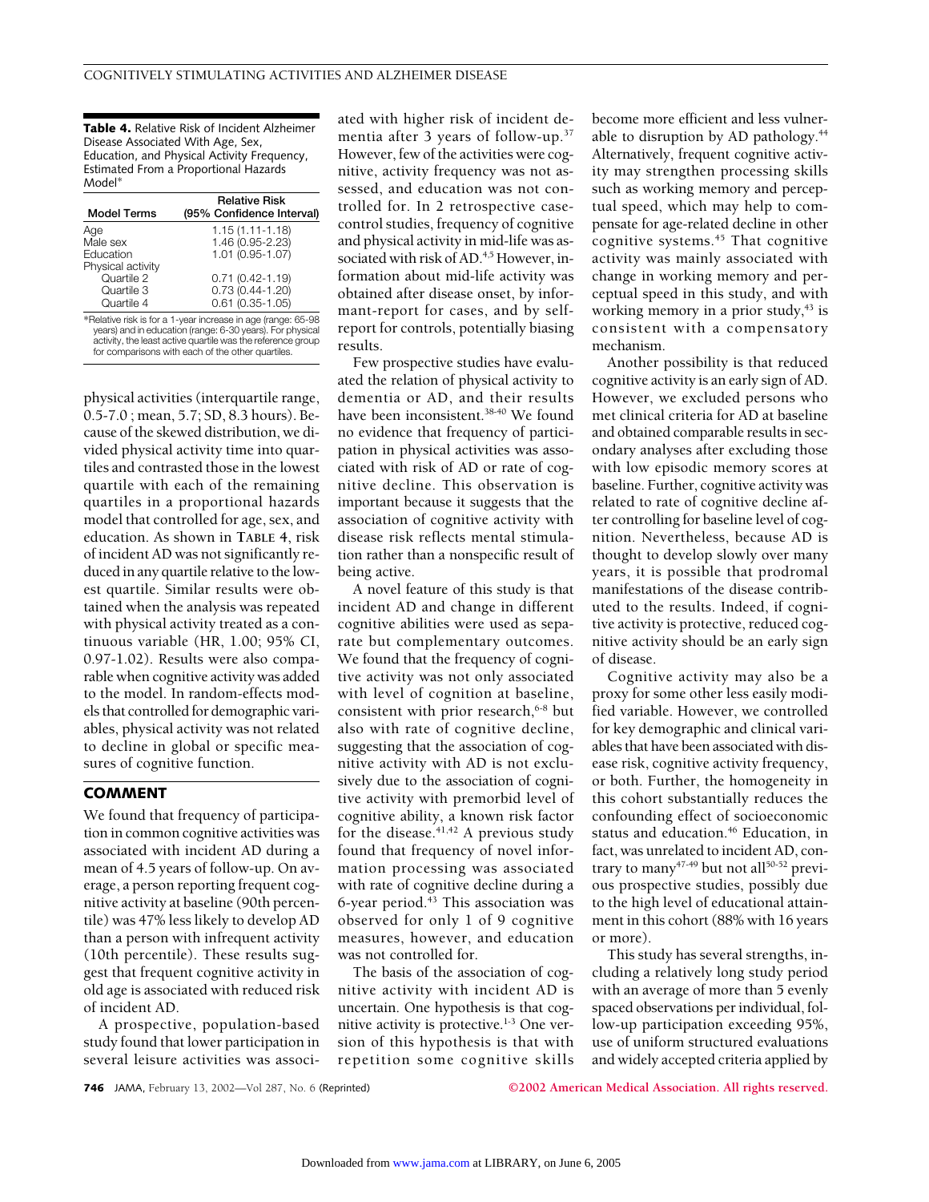**Table 4.** Relative Risk of Incident Alzheimer Disease Associated With Age, Sex, Education, and Physical Activity Frequency, Estimated From a Proportional Hazards Model*

| Model Terms | Relative Risk (95% Confidence Interval) |
|---|---|
| Age | 1.15 (1.11-1.18) |
| Male sex | 1.46 (0.95-2.23) |
| Education | 1.01 (0.95-1.07) |
| Physical activity | |
| Quartile 2 | 0.71 (0.42-1.19) |
| Quartile 3 | 0.73 (0.44-1.20) |
| Quartile 4 | 0.61 (0.35-1.05) |

*Relative risk is for a 1-year increase in age (range: 65-98 years) and in education (range: 6-30 years). For physical activity, the least active quartile was the reference group for comparisons with each of the other quartiles.

physical activities (interquartile range, 0.5-7.0 ; mean, 5.7; SD, 8.3 hours). Because of the skewed distribution, we divided physical activity time into quartiles and contrasted those in the lowest quartile with each of the remaining quartiles in a proportional hazards model that controlled for age, sex, and education. As shown in **TABLE 4**, risk of incident AD was not significantly reduced in any quartile relative to the lowest quartile. Similar results were obtained when the analysis was repeated with physical activity treated as a continuous variable (HR, 1.00; 95% CI, 0.97-1.02). Results were also comparable when cognitive activity was added to the model. In random-effects models that controlled for demographic variables, physical activity was not related to decline in global or specific measures of cognitive function.

## COMMENT

We found that frequency of participation in common cognitive activities was associated with incident AD during a mean of 4.5 years of follow-up. On average, a person reporting frequent cognitive activity at baseline (90th percentile) was 47% less likely to develop AD than a person with infrequent activity (10th percentile). These results suggest that frequent cognitive activity in old age is associated with reduced risk of incident AD.

A prospective, population-based study found that lower participation in several leisure activities was associated with higher risk of incident dementia after 3 years of follow-up.[37] However, few of the activities were cognitive, activity frequency was not assessed, and education was not controlled for. In 2 retrospective case-control studies, frequency of cognitive and physical activity in mid-life was associated with risk of AD.[4,5] However, information about mid-life activity was obtained after disease onset, by informant-report for cases, and by self-report for controls, potentially biasing results.

Few prospective studies have evaluated the relation of physical activity to dementia or AD, and their results have been inconsistent.[38-40] We found no evidence that frequency of participation in physical activities was associated with risk of AD or rate of cognitive decline. This observation is important because it suggests that the association of cognitive activity with disease risk reflects mental stimulation rather than a nonspecific result of being active.

A novel feature of this study is that incident AD and change in different cognitive abilities were used as separate but complementary outcomes. We found that the frequency of cognitive activity was not only associated with level of cognition at baseline, consistent with prior research,[6-8] but also with rate of cognitive decline, suggesting that the association of cognitive activity with AD is not exclusively due to the association of cognitive activity with premorbid level of cognitive ability, a known risk factor for the disease.[41,42] A previous study found that frequency of novel information processing was associated with rate of cognitive decline during a 6-year period.[43] This association was observed for only 1 of 9 cognitive measures, however, and education was not controlled for.

The basis of the association of cognitive activity with incident AD is uncertain. One hypothesis is that cognitive activity is protective.[1-3] One version of this hypothesis is that with repetition some cognitive skills become more efficient and less vulnerable to disruption by AD pathology.[44] Alternatively, frequent cognitive activity may strengthen processing skills such as working memory and perceptual speed, which may help to compensate for age-related decline in other cognitive systems.[45] That cognitive activity was mainly associated with change in working memory and perceptual speed in this study, and with working memory in a prior study,[43] is consistent with a compensatory mechanism.

Another possibility is that reduced cognitive activity is an early sign of AD. However, we excluded persons who met clinical criteria for AD at baseline and obtained comparable results in secondary analyses after excluding those with low episodic memory scores at baseline. Further, cognitive activity was related to rate of cognitive decline after controlling for baseline level of cognition. Nevertheless, because AD is thought to develop slowly over many years, it is possible that prodromal manifestations of the disease contributed to the results. Indeed, if cognitive activity is protective, reduced cognitive activity should be an early sign of disease.

Cognitive activity may also be a proxy for some other less easily modified variable. However, we controlled for key demographic and clinical variables that have been associated with disease risk, cognitive activity frequency, or both. Further, the homogeneity in this cohort substantially reduces the confounding effect of socioeconomic status and education.[46] Education, in fact, was unrelated to incident AD, contrary to many[47-49] but not all[50-52] previous prospective studies, possibly due to the high level of educational attainment in this cohort (88% with 16 years or more).

This study has several strengths, including a relatively long study period with an average of more than 5 evenly spaced observations per individual, follow-up participation exceeding 95%, use of uniform structured evaluations and widely accepted criteria applied by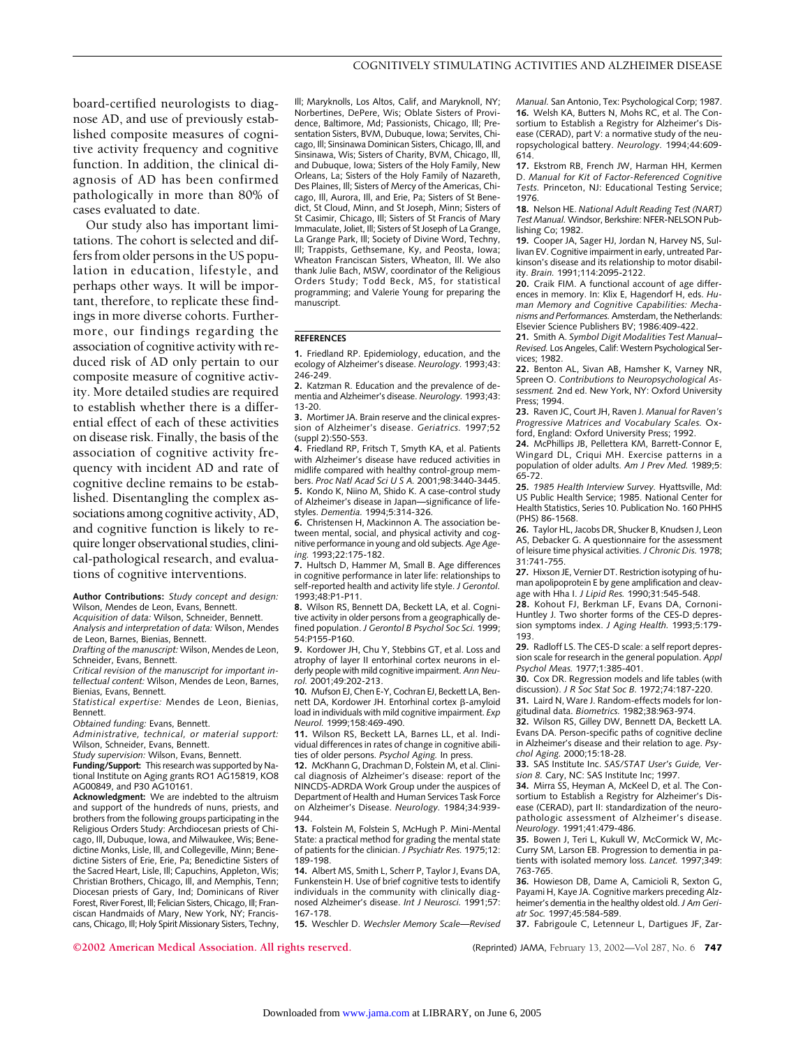board-certified neurologists to diagnose AD, and use of previously established composite measures of cognitive activity frequency and cognitive function. In addition, the clinical diagnosis of AD has been confirmed pathologically in more than 80% of cases evaluated to date.

Our study also has important limitations. The cohort is selected and differs from older persons in the US population in education, lifestyle, and perhaps other ways. It will be important, therefore, to replicate these findings in more diverse cohorts. Furthermore, our findings regarding the association of cognitive activity with reduced risk of AD only pertain to our composite measure of cognitive activity. More detailed studies are required to establish whether there is a differential effect of each of these activities on disease risk. Finally, the basis of the association of cognitive activity frequency with incident AD and rate of cognitive decline remains to be established. Disentangling the complex associations among cognitive activity, AD, and cognitive function is likely to require longer observational studies, clinical-pathological research, and evaluations of cognitive interventions.

**Author Contributions:** *Study concept and design:* Wilson, Mendes de Leon, Evans, Bennett.
*Acquisition of data:* Wilson, Schneider, Bennett.
*Analysis and interpretation of data:* Wilson, Mendes de Leon, Barnes, Bienias, Bennett.
*Drafting of the manuscript:* Wilson, Mendes de Leon, Schneider, Evans, Bennett.
*Critical revision of the manuscript for important intellectual content:* Wilson, Mendes de Leon, Barnes, Bienias, Evans, Bennett.
*Statistical expertise:* Mendes de Leon, Bienias, Bennett.
*Obtained funding:* Evans, Bennett.
*Administrative, technical, or material support:* Wilson, Schneider, Evans, Bennett.
*Study supervision:* Wilson, Evans, Bennett.

**Funding/Support:** This research was supported by National Institute on Aging grants RO1 AG15819, KO8 AG00849, and P30 AG10161.

**Acknowledgment:** We are indebted to the altruism and support of the hundreds of nuns, priests, and brothers from the following groups participating in the Religious Orders Study: Archdiocesan priests of Chicago, Ill, Dubuque, Iowa, and Milwaukee, Wis; Benedictine Monks, Lisle, Ill, and Collegeville, Minn; Benedictine Sisters of Erie, Erie, Pa; Benedictine Sisters of the Sacred Heart, Lisle, Ill; Capuchins, Appleton, Wis; Christian Brothers, Chicago, Ill, and Memphis, Tenn; Diocesan priests of Gary, Ind; Dominicans of River Forest, River Forest, Ill; Felician Sisters, Chicago, Ill; Franciscan Handmaids of Mary, New York, NY; Franciscans, Chicago, Ill; Holy Spirit Missionary Sisters, Techny, Ill; Maryknolls, Los Altos, Calif, and Maryknoll, NY; Norbertines, DePere, Wis; Oblate Sisters of Providence, Baltimore, Md; Passionists, Chicago, Ill; Presentation Sisters, BVM, Dubuque, Iowa; Servites, Chicago, Ill; Sinsinawa Dominican Sisters, Chicago, Ill, and Sinsinawa, Wis; Sisters of Charity, BVM, Chicago, Ill, and Dubuque, Iowa; Sisters of the Holy Family, New Orleans, La; Sisters of the Holy Family of Nazareth, Des Plaines, Ill; Sisters of Mercy of the Americas, Chicago, Ill, Aurora, Ill, and Erie, Pa; Sisters of St Benedict, St Cloud, Minn, and St Joseph, Minn; Sisters of St Casimir, Chicago, Ill; Sisters of St Francis of Mary Immaculate, Joliet, Ill; Sisters of St Joseph of La Grange, La Grange Park, Ill; Society of Divine Word, Techny, Ill; Trappists, Gethsemane, Ky, and Peosta, Iowa; Wheaton Franciscan Sisters, Wheaton, Ill. We also thank Julie Bach, MSW, coordinator of the Religious Orders Study; Todd Beck, MS, for statistical programming; and Valerie Young for preparing the manuscript.

## REFERENCES

1. Friedland RP. Epidemiology, education, and the ecology of Alzheimer's disease. *Neurology.* 1993;43:246-249.
2. Katzman R. Education and the prevalence of dementia and Alzheimer's disease. *Neurology.* 1993;43:13-20.
3. Mortimer JA. Brain reserve and the clinical expression of Alzheimer's disease. *Geriatrics.* 1997;52(suppl 2):S50-S53.
4. Friedland RP, Fritsch T, Smyth KA, et al. Patients with Alzheimer's disease have reduced activities in midlife compared with healthy control-group members. *Proc Natl Acad Sci U S A.* 2001;98:3440-3445.
5. Kondo K, Niino M, Shido K. A case-control study of Alzheimer's disease in Japan—significance of lifestyles. *Dementia.* 1994;5:314-326.
6. Christensen H, Mackinnon A. The association between mental, social, and physical activity and cognitive performance in young and old subjects. *Age Ageing.* 1993;22:175-182.
7. Hultsch D, Hammer M, Small B. Age differences in cognitive performance in later life: relationships to self-reported health and activity life style. *J Gerontol.* 1993;48:P1-P11.
8. Wilson RS, Bennett DA, Beckett LA, et al. Cognitive activity in older persons from a geographically defined population. *J Gerontol B Psychol Soc Sci.* 1999;54:P155-P160.
9. Kordower JH, Chu Y, Stebbins GT, et al. Loss and atrophy of layer II entorhinal cortex neurons in elderly people with mild cognitive impairment. *Ann Neurol.* 2001;49:202-213.
10. Mufson EJ, Chen E-Y, Cochran EJ, Beckett LA, Bennett DA, Kordower JH. Entorhinal cortex β-amyloid load in individuals with mild cognitive impairment. *Exp Neurol.* 1999;158:469-490.
11. Wilson RS, Beckett LA, Barnes LL, et al. Individual differences in rates of change in cognitive abilities of older persons. *Psychol Aging.* In press.
12. McKhann G, Drachman D, Folstein M, et al. Clinical diagnosis of Alzheimer's disease: report of the NINCDS-ADRDA Work Group under the auspices of Department of Health and Human Services Task Force on Alzheimer's Disease. *Neurology.* 1984;34:939-944.
13. Folstein M, Folstein S, McHugh P. Mini-Mental State: a practical method for grading the mental state of patients for the clinician. *J Psychiatr Res.* 1975;12:189-198.
14. Albert MS, Smith L, Scherr P, Taylor J, Evans DA, Funkenstein H. Use of brief cognitive tests to identify individuals in the community with clinically diagnosed Alzheimer's disease. *Int J Neurosci.* 1991;57:167-178.
15. Weschler D. *Wechsler Memory Scale—Revised Manual.* San Antonio, Tex: Psychological Corp; 1987.
16. Welsh KA, Butters N, Mohs RC, et al. The Consortium to Establish a Registry for Alzheimer's Disease (CERAD), part V: a normative study of the neuropsychological battery. *Neurology.* 1994;44:609-614.
17. Ekstrom RB, French JW, Harman HH, Kermen D. *Manual for Kit of Factor-Referenced Cognitive Tests.* Princeton, NJ: Educational Testing Service; 1976.
18. Nelson HE. *National Adult Reading Test (NART) Test Manual.* Windsor, Berkshire: NFER-NELSON Publishing Co; 1982.
19. Cooper JA, Sager HJ, Jordan N, Harvey NS, Sullivan EV. Cognitive impairment in early, untreated Parkinson's disease and its relationship to motor disability. *Brain.* 1991;114:2095-2122.
20. Craik FIM. A functional account of age differences in memory. In: Klix E, Hagendorf H, eds. *Human Memory and Cognitive Capabilities: Mechanisms and Performances.* Amsterdam, the Netherlands: Elsevier Science Publishers BV; 1986:409-422.
21. Smith A. *Symbol Digit Modalities Test Manual–Revised.* Los Angeles, Calif: Western Psychological Services; 1982.
22. Benton AL, Sivan AB, Hamsher K, Varney NR, Spreen O. *Contributions to Neuropsychological Assessment.* 2nd ed. New York, NY: Oxford University Press; 1994.
23. Raven JC, Court JH, Raven J. *Manual for Raven's Progressive Matrices and Vocabulary Scales.* Oxford, England: Oxford University Press; 1992.
24. McPhillips JB, Pellettera KM, Barrett-Connor E, Wingard DL, Criqui MH. Exercise patterns in a population of older adults. *Am J Prev Med.* 1989;5:65-72.
25. *1985 Health Interview Survey.* Hyattsville, Md: US Public Health Service; 1985. National Center for Health Statistics, Series 10. Publication No. 160 PHHS (PHS) 86-1568.
26. Taylor HL, Jacobs DR, Shucker B, Knudsen J, Leon AS, Debacker G. A questionnaire for the assessment of leisure time physical activities. *J Chronic Dis.* 1978;31:741-755.
27. Hixson JE, Vernier DT. Restriction isotyping of human apolipoprotein E by gene amplification and cleavage with Hha I. *J Lipid Res.* 1990;31:545-548.
28. Kohout FJ, Berkman LF, Evans DA, Cornoni-Huntley J. Two shorter forms of the CES-D depression symptoms index. *J Aging Health.* 1993;5:179-193.
29. Radloff LS. The CES-D scale: a self report depression scale for research in the general population. *Appl Psychol Meas.* 1977;1:385-401.
30. Cox DR. Regression models and life tables (with discussion). *J R Soc Stat Soc B.* 1972;74:187-220.
31. Laird N, Ware J. Random-effects models for longitudinal data. *Biometrics.* 1982;38:963-974.
32. Wilson RS, Gilley DW, Bennett DA, Beckett LA. Evans DA. Person-specific paths of cognitive decline in Alzheimer's disease and their relation to age. *Psychol Aging.* 2000;15:18-28.
33. SAS Institute Inc. *SAS/STAT User's Guide, Version 8.* Cary, NC: SAS Institute Inc; 1997.
34. Mirra SS, Heyman A, McKeel D, et al. The Consortium to Establish a Registry for Alzheimer's Disease (CERAD), part II: standardization of the neuropathologic assessment of Alzheimer's disease. *Neurology.* 1991;41:479-486.
35. Bowen J, Teri L, Kukull W, McCormick W, McCurry SM, Larson EB. Progression to dementia in patients with isolated memory loss. *Lancet.* 1997;349:763-765.
36. Howieson DB, Dame A, Camicioli R, Sexton G, Payami H, Kaye JA. Cognitive markers preceding Alzheimer's dementia in the healthy oldest old. *J Am Geriatr Soc.* 1997;45:584-589.
37. Fabrigoule C, Letenneur L, Dartigues JF, Zar-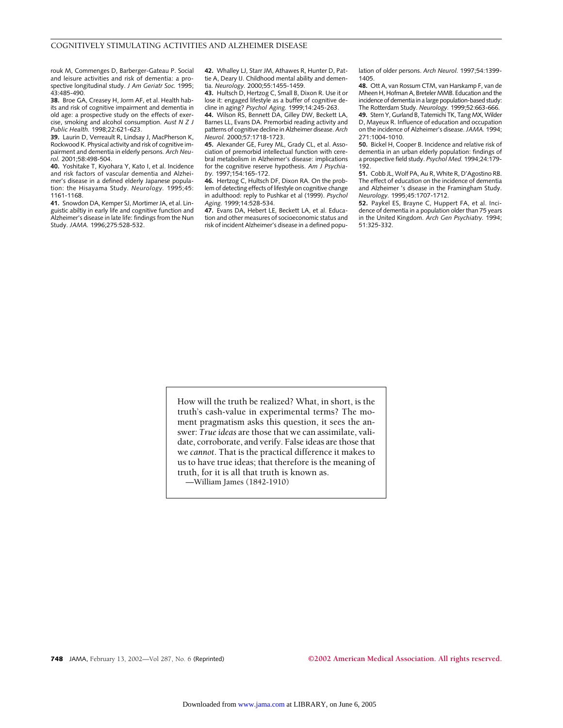rouk M, Commenges D, Barberger-Gateau P. Social and leisure activities and risk of dementia: a prospective longitudinal study. *J Am Geriatr Soc.* 1995; 43:485-490.

**38.** Broe GA, Creasey H, Jorm AF, et al. Health habits and risk of cognitive impairment and dementia in old age: a prospective study on the effects of exercise, smoking and alcohol consumption. *Aust N Z J Public Health.* 1998;22:621-623.

**39.** Laurin D, Verreault R, Lindsay J, MacPherson K, Rockwood K. Physical activity and risk of cognitive impairment and dementia in elderly persons. *Arch Neurol.* 2001;58:498-504.

**40.** Yoshitake T, Kiyohara Y, Kato I, et al. Incidence and risk factors of vascular dementia and Alzheimer's disease in a defined elderly Japanese population: the Hisayama Study. *Neurology.* 1995;45: 1161-1168.

**41.** Snowdon DA, Kemper SJ, Mortimer JA, et al. Linguistic abiltiy in early life and cognitive function and Alzheimer's disease in late life: findings from the Nun Study. *JAMA.* 1996;275:528-532.

**42.** Whalley LJ, Starr JM, Athawes R, Hunter D, Pattie A, Deary IJ. Childhood mental ability and dementia. *Neurology.* 2000;55:1455-1459.

**43.** Hultsch D, Hertzog C, Small B, Dixon R. Use it or lose it: engaged lifestyle as a buffer of cognitive decline in aging? *Psychol Aging.* 1999;14:245-263.

**44.** Wilson RS, Bennett DA, Gilley DW, Beckett LA, Barnes LL, Evans DA. Premorbid reading activity and patterns of cognitive decline in Alzheimer disease. *Arch Neurol.* 2000;57:1718-1723.

**45.** Alexander GE, Furey ML, Grady CL, et al. Association of premorbid intellectual function with cerebral metabolism in Alzheimer's disease: implications for the cognitive reserve hypothesis. *Am J Psychiatry.* 1997;154:165-172.

**46.** Hertzog C, Hultsch DF, Dixon RA. On the problem of detecting effects of lifestyle on cognitive change in adulthood: reply to Pushkar et al (1999). *Psychol Aging.* 1999;14:528-534.

**47.** Evans DA, Hebert LE, Beckett LA, et al. Education and other measures of socioeconomic status and risk of incident Alzheimer's disease in a defined population of older persons. *Arch Neurol.* 1997;54:1399-1405.

**48.** Ott A, van Rossum CTM, van Harskamp F, van de Mheen H, Hofman A, Breteler MMB. Education and the incidence of dementia in a large population-based study: The Rotterdam Study. *Neurology.* 1999;52:663-666.

**49.** Stern Y, Gurland B, Tatemichi TK, Tang MX, Wilder D, Mayeux R. Influence of education and occupation on the incidence of Alzheimer's disease. *JAMA.* 1994; 271:1004-1010.

**50.** Bickel H, Cooper B. Incidence and relative risk of dementia in an urban elderly population: findings of a prospective field study. *Psychol Med.* 1994;24:179-192.

**51.** Cobb JL, Wolf PA, Au R, White R, D'Agostino RB. The effect of education on the incidence of dementia and Alzheimer 's disease in the Framingham Study. *Neurology.* 1995;45:1707-1712.

**52.** Paykel ES, Brayne C, Huppert FA, et al. Incidence of dementia in a population older than 75 years in the United Kingdom. *Arch Gen Psychiatry.* 1994; 51:325-332.

> How will the truth be realized? What, in short, is the truth's cash-value in experimental terms? The moment pragmatism asks this question, it sees the answer: *True ideas* are those that we can assimilate, validate, corroborate, and verify. False ideas are those that we *cannot*. That is the practical difference it makes to us to have true ideas; that therefore is the meaning of truth, for it is all that truth is known as.
>
> —William James (1842-1910)